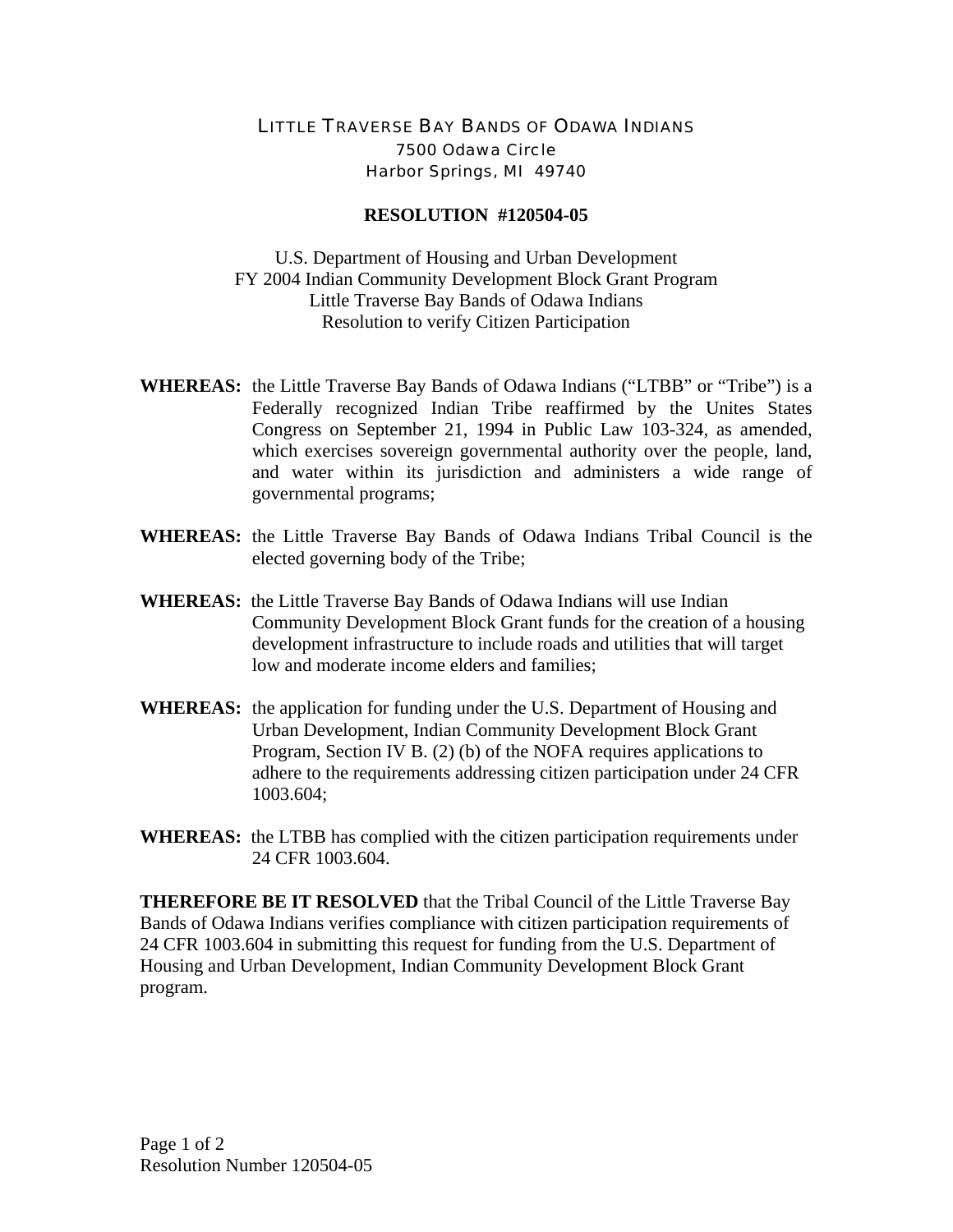# LITTLE TRAVERSE BAY BANDS OF ODAWA INDIANS

7500 Odawa Circle
Harbor Springs, MI 49740

## RESOLUTION #120504-05

U.S. Department of Housing and Urban Development
FY 2004 Indian Community Development Block Grant Program
Little Traverse Bay Bands of Odawa Indians
Resolution to verify Citizen Participation

**WHEREAS:** the Little Traverse Bay Bands of Odawa Indians ("LTBB" or "Tribe") is a Federally recognized Indian Tribe reaffirmed by the Unites States Congress on September 21, 1994 in Public Law 103-324, as amended, which exercises sovereign governmental authority over the people, land, and water within its jurisdiction and administers a wide range of governmental programs;

**WHEREAS:** the Little Traverse Bay Bands of Odawa Indians Tribal Council is the elected governing body of the Tribe;

**WHEREAS:** the Little Traverse Bay Bands of Odawa Indians will use Indian Community Development Block Grant funds for the creation of a housing development infrastructure to include roads and utilities that will target low and moderate income elders and families;

**WHEREAS:** the application for funding under the U.S. Department of Housing and Urban Development, Indian Community Development Block Grant Program, Section IV B. (2) (b) of the NOFA requires applications to adhere to the requirements addressing citizen participation under 24 CFR 1003.604;

**WHEREAS:** the LTBB has complied with the citizen participation requirements under 24 CFR 1003.604.

**THEREFORE BE IT RESOLVED** that the Tribal Council of the Little Traverse Bay Bands of Odawa Indians verifies compliance with citizen participation requirements of 24 CFR 1003.604 in submitting this request for funding from the U.S. Department of Housing and Urban Development, Indian Community Development Block Grant program.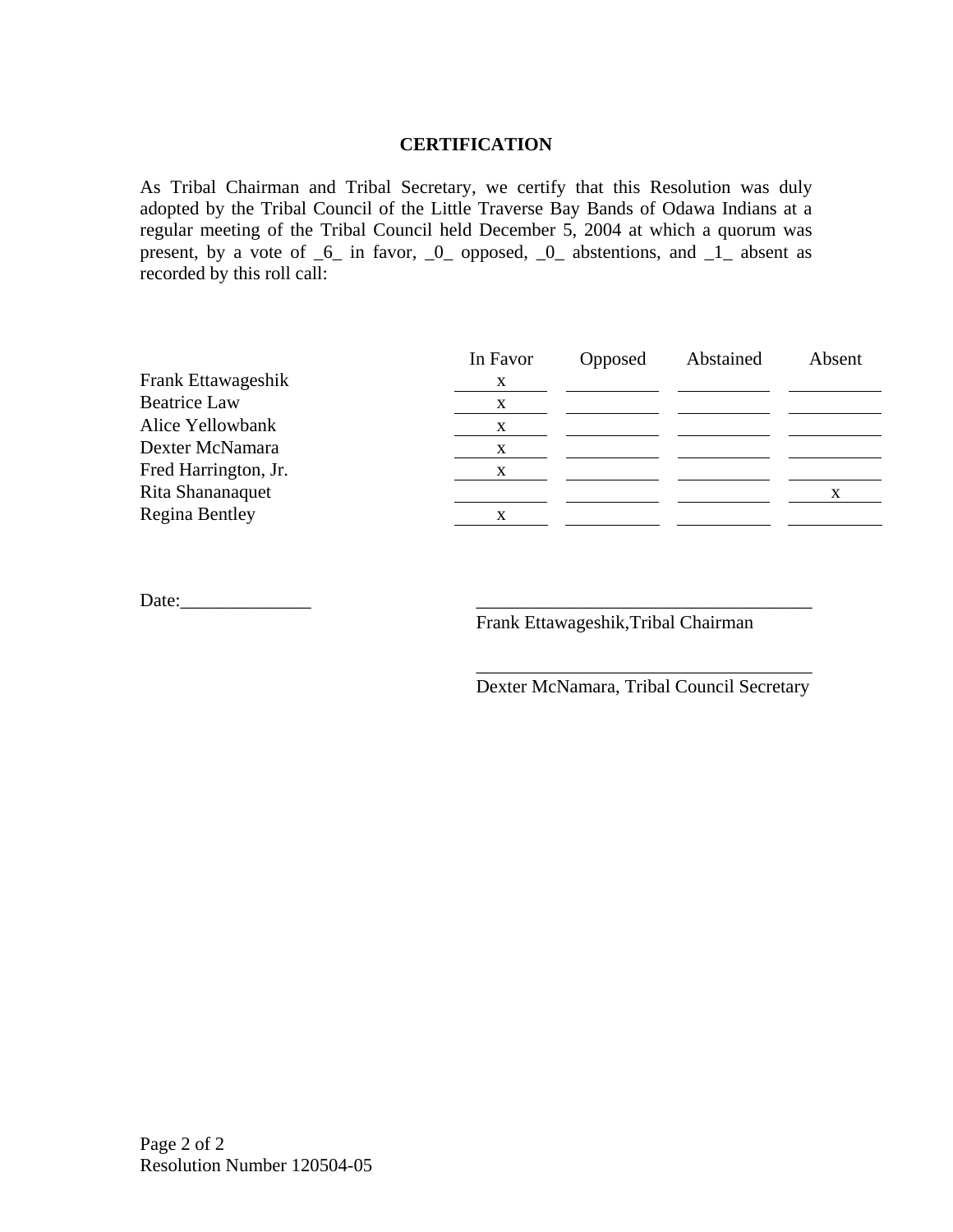**CERTIFICATION**

As Tribal Chairman and Tribal Secretary, we certify that this Resolution was duly adopted by the Tribal Council of the Little Traverse Bay Bands of Odawa Indians at a regular meeting of the Tribal Council held December 5, 2004 at which a quorum was present, by a vote of _6_ in favor, _0_ opposed, _0_ abstentions, and _1_ absent as recorded by this roll call:

| | In Favor | Opposed | Abstained | Absent |
|---|---|---|---|---|
| Frank Ettawageshik | x | | | |
| Beatrice Law | x | | | |
| Alice Yellowbank | x | | | |
| Dexter McNamara | x | | | |
| Fred Harrington, Jr. | x | | | |
| Rita Shananaquet | | | | x |
| Regina Bentley | x | | | |

Date:______________

___________________________________
Frank Ettawageshik,Tribal Chairman

___________________________________
Dexter McNamara, Tribal Council Secretary

Resolution Number 120504-05